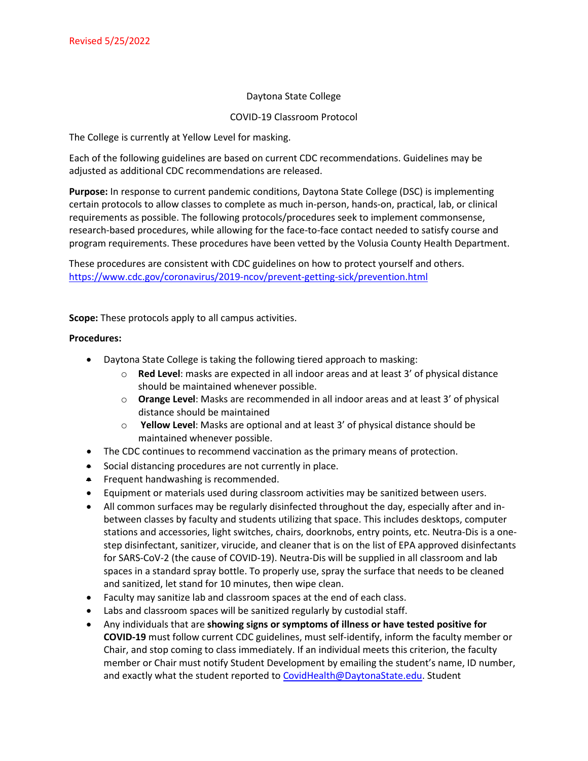Revised 5/25/2022

# Daytona State College

## COVID-19 Classroom Protocol

The College is currently at Yellow Level for masking.

Each of the following guidelines are based on current CDC recommendations. Guidelines may be adjusted as additional CDC recommendations are released.

**Purpose:** In response to current pandemic conditions, Daytona State College (DSC) is implementing certain protocols to allow classes to complete as much in-person, hands-on, practical, lab, or clinical requirements as possible. The following protocols/procedures seek to implement commonsense, research-based procedures, while allowing for the face-to-face contact needed to satisfy course and program requirements. These procedures have been vetted by the Volusia County Health Department.

These procedures are consistent with CDC guidelines on how to protect yourself and others. https://www.cdc.gov/coronavirus/2019-ncov/prevent-getting-sick/prevention.html

**Scope:** These protocols apply to all campus activities.

**Procedures:**

- Daytona State College is taking the following tiered approach to masking:
  - **Red Level**: masks are expected in all indoor areas and at least 3' of physical distance should be maintained whenever possible.
  - **Orange Level**: Masks are recommended in all indoor areas and at least 3' of physical distance should be maintained
  - **Yellow Level**: Masks are optional and at least 3' of physical distance should be maintained whenever possible.
- The CDC continues to recommend vaccination as the primary means of protection.
- Social distancing procedures are not currently in place.
- Frequent handwashing is recommended.
- Equipment or materials used during classroom activities may be sanitized between users.
- All common surfaces may be regularly disinfected throughout the day, especially after and in-between classes by faculty and students utilizing that space. This includes desktops, computer stations and accessories, light switches, chairs, doorknobs, entry points, etc. Neutra-Dis is a one-step disinfectant, sanitizer, virucide, and cleaner that is on the list of EPA approved disinfectants for SARS-CoV-2 (the cause of COVID-19). Neutra-Dis will be supplied in all classroom and lab spaces in a standard spray bottle. To properly use, spray the surface that needs to be cleaned and sanitized, let stand for 10 minutes, then wipe clean.
- Faculty may sanitize lab and classroom spaces at the end of each class.
- Labs and classroom spaces will be sanitized regularly by custodial staff.
- Any individuals that are **showing signs or symptoms of illness or have tested positive for COVID-19** must follow current CDC guidelines, must self-identify, inform the faculty member or Chair, and stop coming to class immediately. If an individual meets this criterion, the faculty member or Chair must notify Student Development by emailing the student's name, ID number, and exactly what the student reported to CovidHealth@DaytonaState.edu. Student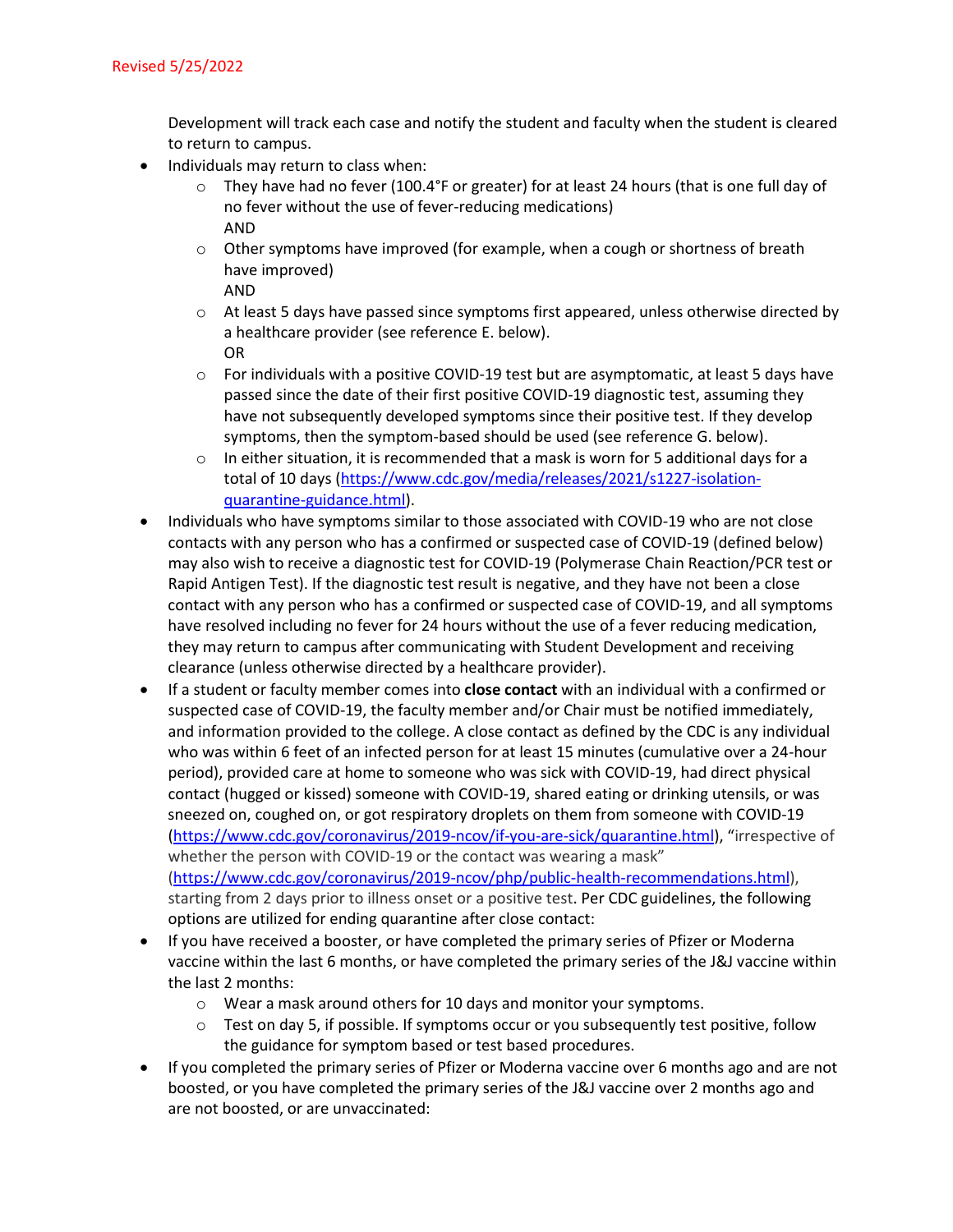Revised 5/25/2022

Development will track each case and notify the student and faculty when the student is cleared to return to campus.

- Individuals may return to class when:
  - They have had no fever (100.4°F or greater) for at least 24 hours (that is one full day of no fever without the use of fever-reducing medications)
    AND
  - Other symptoms have improved (for example, when a cough or shortness of breath have improved)
    AND
  - At least 5 days have passed since symptoms first appeared, unless otherwise directed by a healthcare provider (see reference E. below).
    OR
  - For individuals with a positive COVID-19 test but are asymptomatic, at least 5 days have passed since the date of their first positive COVID-19 diagnostic test, assuming they have not subsequently developed symptoms since their positive test. If they develop symptoms, then the symptom-based should be used (see reference G. below).
  - In either situation, it is recommended that a mask is worn for 5 additional days for a total of 10 days (https://www.cdc.gov/media/releases/2021/s1227-isolation-quarantine-guidance.html).
- Individuals who have symptoms similar to those associated with COVID-19 who are not close contacts with any person who has a confirmed or suspected case of COVID-19 (defined below) may also wish to receive a diagnostic test for COVID-19 (Polymerase Chain Reaction/PCR test or Rapid Antigen Test). If the diagnostic test result is negative, and they have not been a close contact with any person who has a confirmed or suspected case of COVID-19, and all symptoms have resolved including no fever for 24 hours without the use of a fever reducing medication, they may return to campus after communicating with Student Development and receiving clearance (unless otherwise directed by a healthcare provider).
- If a student or faculty member comes into **close contact** with an individual with a confirmed or suspected case of COVID-19, the faculty member and/or Chair must be notified immediately, and information provided to the college. A close contact as defined by the CDC is any individual who was within 6 feet of an infected person for at least 15 minutes (cumulative over a 24-hour period), provided care at home to someone who was sick with COVID-19, had direct physical contact (hugged or kissed) someone with COVID-19, shared eating or drinking utensils, or was sneezed on, coughed on, or got respiratory droplets on them from someone with COVID-19 (https://www.cdc.gov/coronavirus/2019-ncov/if-you-are-sick/quarantine.html), "irrespective of whether the person with COVID-19 or the contact was wearing a mask" (https://www.cdc.gov/coronavirus/2019-ncov/php/public-health-recommendations.html), starting from 2 days prior to illness onset or a positive test. Per CDC guidelines, the following options are utilized for ending quarantine after close contact:
- If you have received a booster, or have completed the primary series of Pfizer or Moderna vaccine within the last 6 months, or have completed the primary series of the J&J vaccine within the last 2 months:
  - Wear a mask around others for 10 days and monitor your symptoms.
  - Test on day 5, if possible. If symptoms occur or you subsequently test positive, follow the guidance for symptom based or test based procedures.
- If you completed the primary series of Pfizer or Moderna vaccine over 6 months ago and are not boosted, or you have completed the primary series of the J&J vaccine over 2 months ago and are not boosted, or are unvaccinated: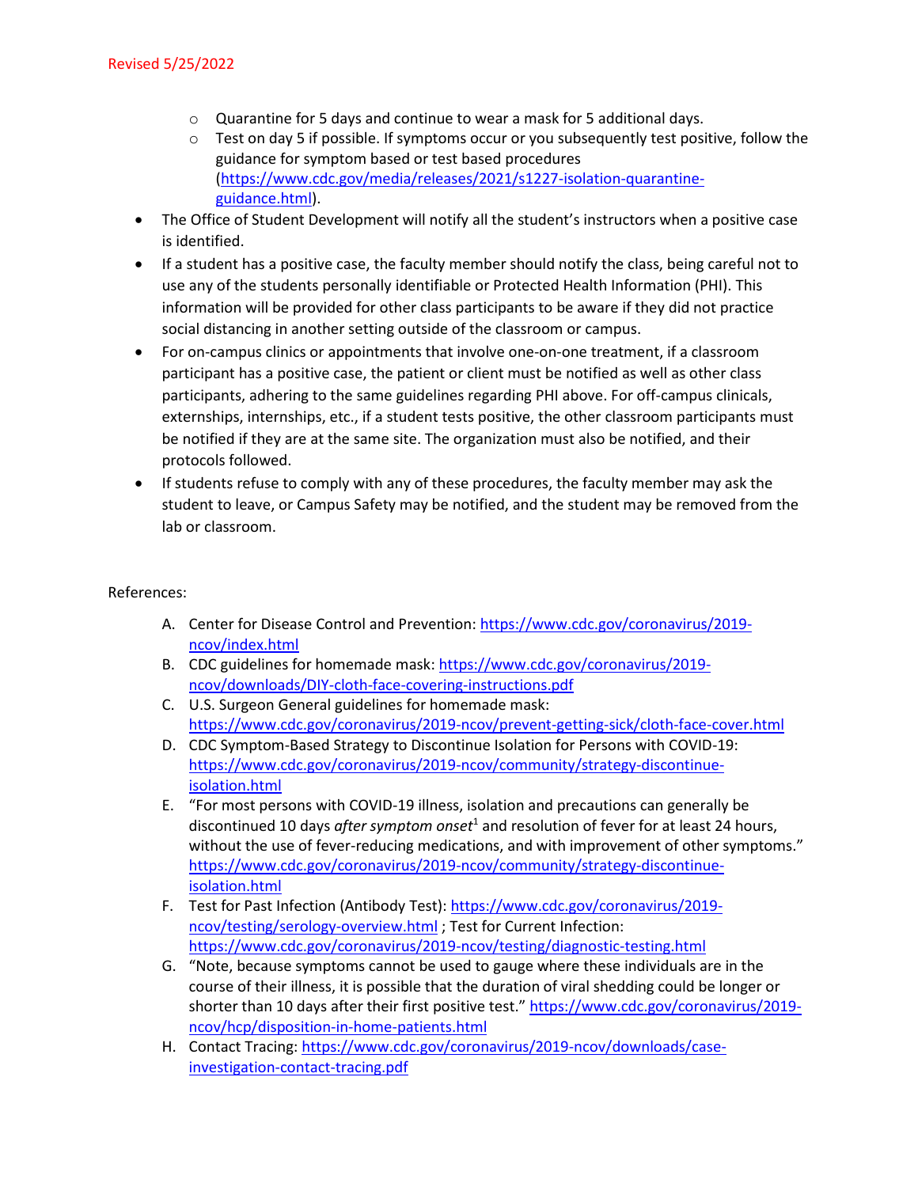Revised 5/25/2022

  - Quarantine for 5 days and continue to wear a mask for 5 additional days.
  - Test on day 5 if possible. If symptoms occur or you subsequently test positive, follow the guidance for symptom based or test based procedures (https://www.cdc.gov/media/releases/2021/s1227-isolation-quarantine-guidance.html).
- The Office of Student Development will notify all the student's instructors when a positive case is identified.
- If a student has a positive case, the faculty member should notify the class, being careful not to use any of the students personally identifiable or Protected Health Information (PHI). This information will be provided for other class participants to be aware if they did not practice social distancing in another setting outside of the classroom or campus.
- For on-campus clinics or appointments that involve one-on-one treatment, if a classroom participant has a positive case, the patient or client must be notified as well as other class participants, adhering to the same guidelines regarding PHI above. For off-campus clinicals, externships, internships, etc., if a student tests positive, the other classroom participants must be notified if they are at the same site. The organization must also be notified, and their protocols followed.
- If students refuse to comply with any of these procedures, the faculty member may ask the student to leave, or Campus Safety may be notified, and the student may be removed from the lab or classroom.

References:

A. Center for Disease Control and Prevention: https://www.cdc.gov/coronavirus/2019-ncov/index.html
B. CDC guidelines for homemade mask: https://www.cdc.gov/coronavirus/2019-ncov/downloads/DIY-cloth-face-covering-instructions.pdf
C. U.S. Surgeon General guidelines for homemade mask: https://www.cdc.gov/coronavirus/2019-ncov/prevent-getting-sick/cloth-face-cover.html
D. CDC Symptom-Based Strategy to Discontinue Isolation for Persons with COVID-19: https://www.cdc.gov/coronavirus/2019-ncov/community/strategy-discontinue-isolation.html
E. "For most persons with COVID-19 illness, isolation and precautions can generally be discontinued 10 days *after symptom onset*[1] and resolution of fever for at least 24 hours, without the use of fever-reducing medications, and with improvement of other symptoms." https://www.cdc.gov/coronavirus/2019-ncov/community/strategy-discontinue-isolation.html
F. Test for Past Infection (Antibody Test): https://www.cdc.gov/coronavirus/2019-ncov/testing/serology-overview.html ; Test for Current Infection: https://www.cdc.gov/coronavirus/2019-ncov/testing/diagnostic-testing.html
G. "Note, because symptoms cannot be used to gauge where these individuals are in the course of their illness, it is possible that the duration of viral shedding could be longer or shorter than 10 days after their first positive test." https://www.cdc.gov/coronavirus/2019-ncov/hcp/disposition-in-home-patients.html
H. Contact Tracing: https://www.cdc.gov/coronavirus/2019-ncov/downloads/case-investigation-contact-tracing.pdf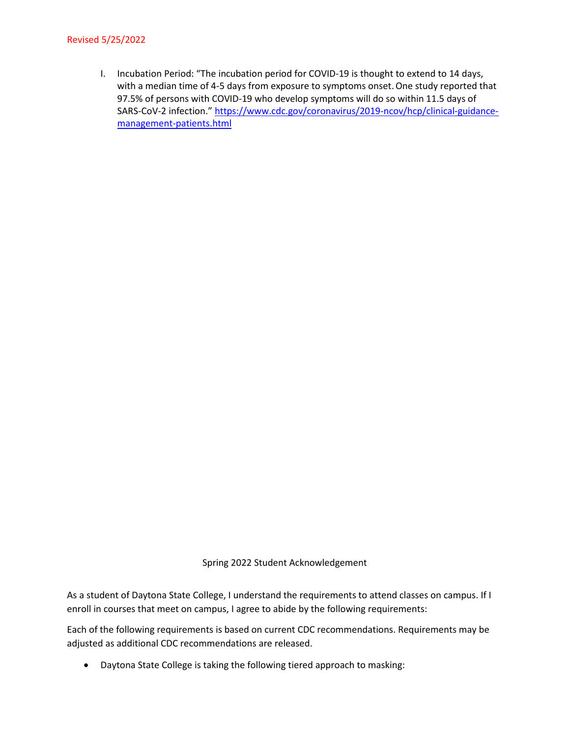Revised 5/25/2022

I. Incubation Period: "The incubation period for COVID-19 is thought to extend to 14 days, with a median time of 4-5 days from exposure to symptoms onset. One study reported that 97.5% of persons with COVID-19 who develop symptoms will do so within 11.5 days of SARS-CoV-2 infection." https://www.cdc.gov/coronavirus/2019-ncov/hcp/clinical-guidance-management-patients.html

## Spring 2022 Student Acknowledgement

As a student of Daytona State College, I understand the requirements to attend classes on campus. If I enroll in courses that meet on campus, I agree to abide by the following requirements:

Each of the following requirements is based on current CDC recommendations. Requirements may be adjusted as additional CDC recommendations are released.

- Daytona State College is taking the following tiered approach to masking: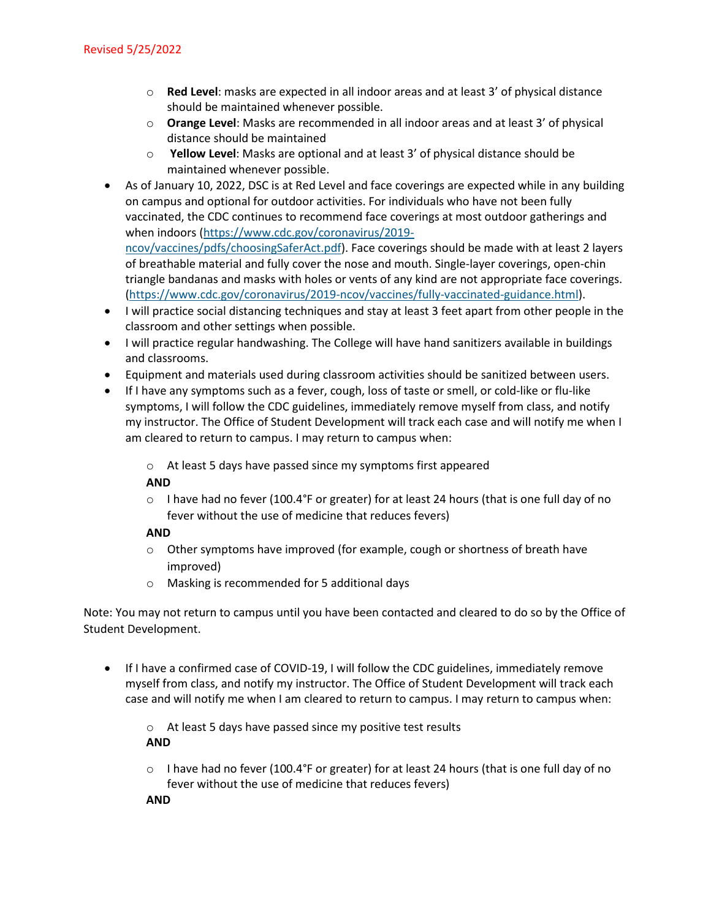Revised 5/25/2022

- **Red Level**: masks are expected in all indoor areas and at least 3' of physical distance should be maintained whenever possible.
- **Orange Level**: Masks are recommended in all indoor areas and at least 3' of physical distance should be maintained
- **Yellow Level**: Masks are optional and at least 3' of physical distance should be maintained whenever possible.

- As of January 10, 2022, DSC is at Red Level and face coverings are expected while in any building on campus and optional for outdoor activities. For individuals who have not been fully vaccinated, the CDC continues to recommend face coverings at most outdoor gatherings and when indoors (https://www.cdc.gov/coronavirus/2019-ncov/vaccines/pdfs/choosingSaferAct.pdf). Face coverings should be made with at least 2 layers of breathable material and fully cover the nose and mouth. Single-layer coverings, open-chin triangle bandanas and masks with holes or vents of any kind are not appropriate face coverings. (https://www.cdc.gov/coronavirus/2019-ncov/vaccines/fully-vaccinated-guidance.html).
- I will practice social distancing techniques and stay at least 3 feet apart from other people in the classroom and other settings when possible.
- I will practice regular handwashing. The College will have hand sanitizers available in buildings and classrooms.
- Equipment and materials used during classroom activities should be sanitized between users.
- If I have any symptoms such as a fever, cough, loss of taste or smell, or cold-like or flu-like symptoms, I will follow the CDC guidelines, immediately remove myself from class, and notify my instructor. The Office of Student Development will track each case and will notify me when I am cleared to return to campus. I may return to campus when:

  - At least 5 days have passed since my symptoms first appeared

  **AND**

  - I have had no fever (100.4°F or greater) for at least 24 hours (that is one full day of no fever without the use of medicine that reduces fevers)

  **AND**

  - Other symptoms have improved (for example, cough or shortness of breath have improved)
  - Masking is recommended for 5 additional days

Note: You may not return to campus until you have been contacted and cleared to do so by the Office of Student Development.

- If I have a confirmed case of COVID-19, I will follow the CDC guidelines, immediately remove myself from class, and notify my instructor. The Office of Student Development will track each case and will notify me when I am cleared to return to campus. I may return to campus when:

  - At least 5 days have passed since my positive test results

  **AND**

  - I have had no fever (100.4°F or greater) for at least 24 hours (that is one full day of no fever without the use of medicine that reduces fevers)

  **AND**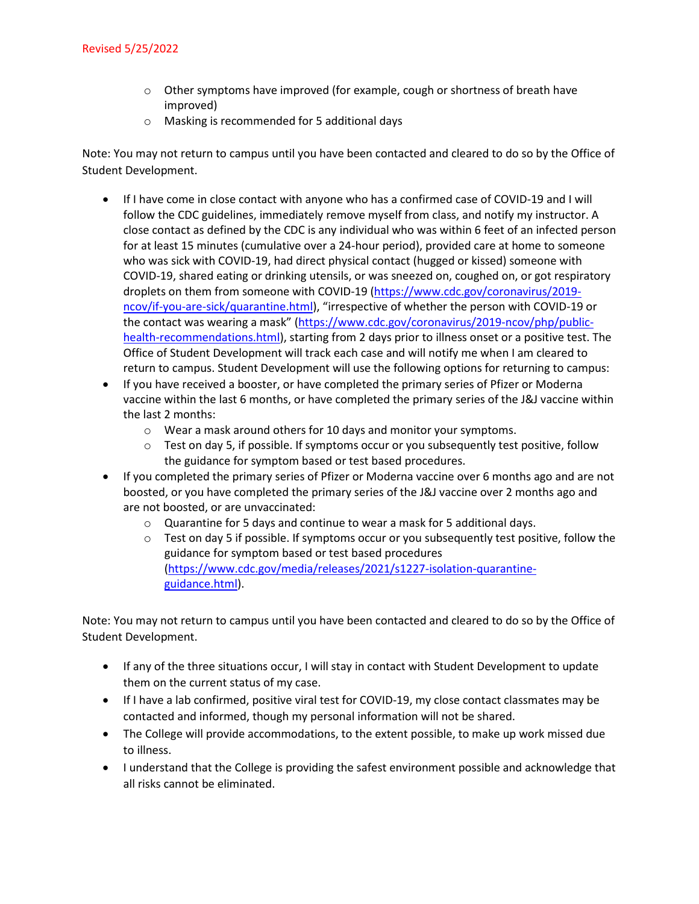Revised 5/25/2022

- Other symptoms have improved (for example, cough or shortness of breath have improved)
- Masking is recommended for 5 additional days

Note: You may not return to campus until you have been contacted and cleared to do so by the Office of Student Development.

- If I have come in close contact with anyone who has a confirmed case of COVID-19 and I will follow the CDC guidelines, immediately remove myself from class, and notify my instructor. A close contact as defined by the CDC is any individual who was within 6 feet of an infected person for at least 15 minutes (cumulative over a 24-hour period), provided care at home to someone who was sick with COVID-19, had direct physical contact (hugged or kissed) someone with COVID-19, shared eating or drinking utensils, or was sneezed on, coughed on, or got respiratory droplets on them from someone with COVID-19 (https://www.cdc.gov/coronavirus/2019-ncov/if-you-are-sick/quarantine.html), "irrespective of whether the person with COVID-19 or the contact was wearing a mask" (https://www.cdc.gov/coronavirus/2019-ncov/php/public-health-recommendations.html), starting from 2 days prior to illness onset or a positive test. The Office of Student Development will track each case and will notify me when I am cleared to return to campus. Student Development will use the following options for returning to campus:
- If you have received a booster, or have completed the primary series of Pfizer or Moderna vaccine within the last 6 months, or have completed the primary series of the J&J vaccine within the last 2 months:
  - Wear a mask around others for 10 days and monitor your symptoms.
  - Test on day 5, if possible. If symptoms occur or you subsequently test positive, follow the guidance for symptom based or test based procedures.
- If you completed the primary series of Pfizer or Moderna vaccine over 6 months ago and are not boosted, or you have completed the primary series of the J&J vaccine over 2 months ago and are not boosted, or are unvaccinated:
  - Quarantine for 5 days and continue to wear a mask for 5 additional days.
  - Test on day 5 if possible. If symptoms occur or you subsequently test positive, follow the guidance for symptom based or test based procedures (https://www.cdc.gov/media/releases/2021/s1227-isolation-quarantine-guidance.html).

Note: You may not return to campus until you have been contacted and cleared to do so by the Office of Student Development.

- If any of the three situations occur, I will stay in contact with Student Development to update them on the current status of my case.
- If I have a lab confirmed, positive viral test for COVID-19, my close contact classmates may be contacted and informed, though my personal information will not be shared.
- The College will provide accommodations, to the extent possible, to make up work missed due to illness.
- I understand that the College is providing the safest environment possible and acknowledge that all risks cannot be eliminated.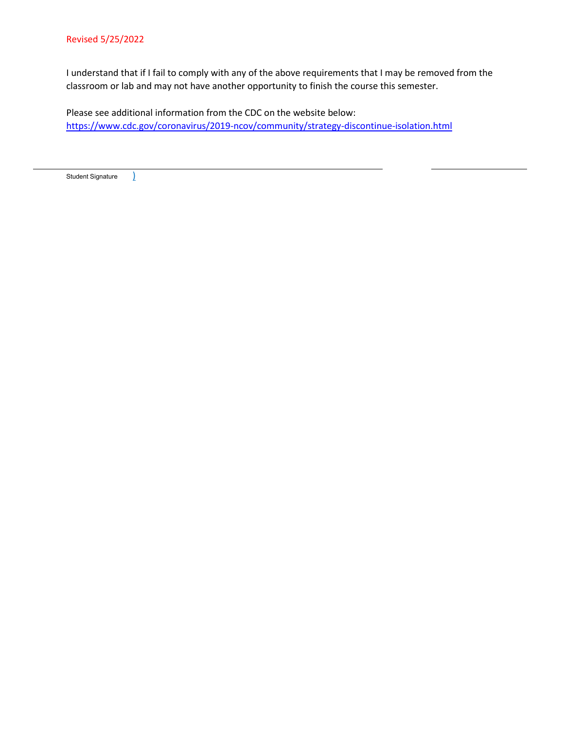Revised 5/25/2022

I understand that if I fail to comply with any of the above requirements that I may be removed from the classroom or lab and may not have another opportunity to finish the course this semester.

Please see additional information from the CDC on the website below:
https://www.cdc.gov/coronavirus/2019-ncov/community/strategy-discontinue-isolation.html

\_\_\_\_\_\_\_\_\_\_\_\_\_\_\_\_\_\_\_\_\_\_\_\_\_\_\_\_\_\_\_\_\_\_\_\_\_\_\_\_\_\_\_\_\_\_\_\_\_\_\_\_\_\_\_\_\_\_ \_\_\_\_\_\_\_\_\_\_\_\_\_\_\_\_

Student Signature )